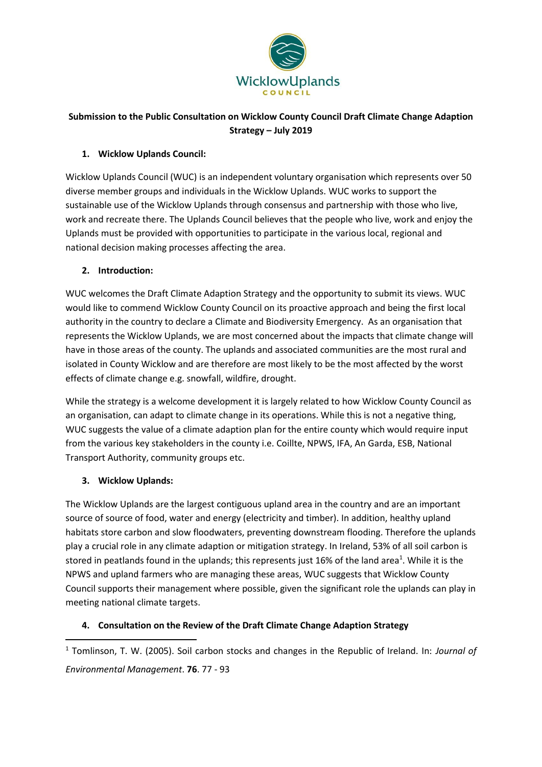WicklowUplands
COUNCIL

**Submission to the Public Consultation on Wicklow County Council Draft Climate Change Adaption Strategy – July 2019**

## 1. Wicklow Uplands Council:

Wicklow Uplands Council (WUC) is an independent voluntary organisation which represents over 50 diverse member groups and individuals in the Wicklow Uplands. WUC works to support the sustainable use of the Wicklow Uplands through consensus and partnership with those who live, work and recreate there. The Uplands Council believes that the people who live, work and enjoy the Uplands must be provided with opportunities to participate in the various local, regional and national decision making processes affecting the area.

## 2. Introduction:

WUC welcomes the Draft Climate Adaption Strategy and the opportunity to submit its views. WUC would like to commend Wicklow County Council on its proactive approach and being the first local authority in the country to declare a Climate and Biodiversity Emergency. As an organisation that represents the Wicklow Uplands, we are most concerned about the impacts that climate change will have in those areas of the county. The uplands and associated communities are the most rural and isolated in County Wicklow and are therefore are most likely to be the most affected by the worst effects of climate change e.g. snowfall, wildfire, drought.

While the strategy is a welcome development it is largely related to how Wicklow County Council as an organisation, can adapt to climate change in its operations. While this is not a negative thing, WUC suggests the value of a climate adaption plan for the entire county which would require input from the various key stakeholders in the county i.e. Coillte, NPWS, IFA, An Garda, ESB, National Transport Authority, community groups etc.

## 3. Wicklow Uplands:

The Wicklow Uplands are the largest contiguous upland area in the country and are an important source of source of food, water and energy (electricity and timber). In addition, healthy upland habitats store carbon and slow floodwaters, preventing downstream flooding. Therefore the uplands play a crucial role in any climate adaption or mitigation strategy. In Ireland, 53% of all soil carbon is stored in peatlands found in the uplands; this represents just 16% of the land area[1]. While it is the NPWS and upland farmers who are managing these areas, WUC suggests that Wicklow County Council supports their management where possible, given the significant role the uplands can play in meeting national climate targets.

## 4. Consultation on the Review of the Draft Climate Change Adaption Strategy

[1] Tomlinson, T. W. (2005). Soil carbon stocks and changes in the Republic of Ireland. In: *Journal of Environmental Management*. **76**. 77 - 93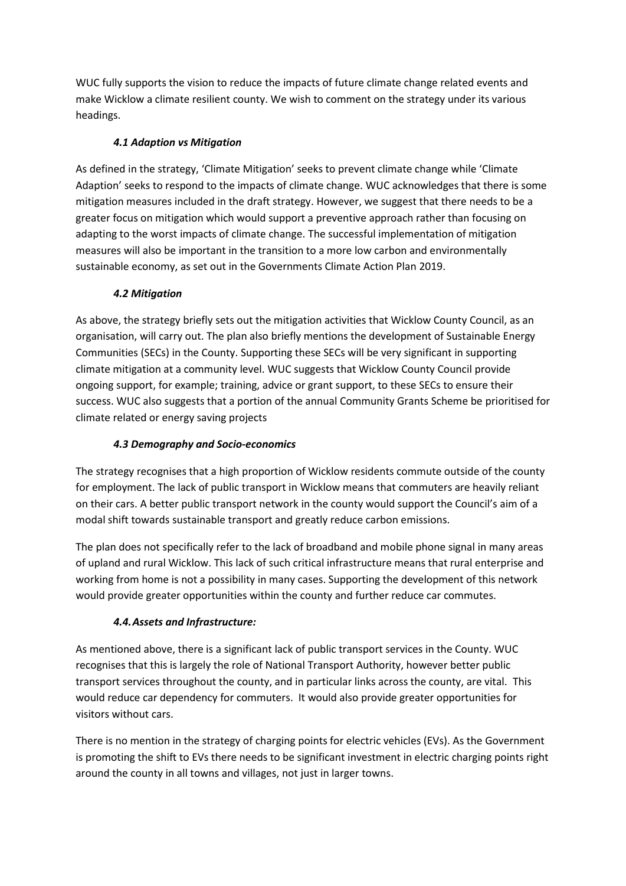WUC fully supports the vision to reduce the impacts of future climate change related events and make Wicklow a climate resilient county. We wish to comment on the strategy under its various headings.

#### *4.1 Adaption vs Mitigation*

As defined in the strategy, 'Climate Mitigation' seeks to prevent climate change while 'Climate Adaption' seeks to respond to the impacts of climate change. WUC acknowledges that there is some mitigation measures included in the draft strategy. However, we suggest that there needs to be a greater focus on mitigation which would support a preventive approach rather than focusing on adapting to the worst impacts of climate change. The successful implementation of mitigation measures will also be important in the transition to a more low carbon and environmentally sustainable economy, as set out in the Governments Climate Action Plan 2019.

#### *4.2 Mitigation*

As above, the strategy briefly sets out the mitigation activities that Wicklow County Council, as an organisation, will carry out. The plan also briefly mentions the development of Sustainable Energy Communities (SECs) in the County. Supporting these SECs will be very significant in supporting climate mitigation at a community level. WUC suggests that Wicklow County Council provide ongoing support, for example; training, advice or grant support, to these SECs to ensure their success. WUC also suggests that a portion of the annual Community Grants Scheme be prioritised for climate related or energy saving projects

#### *4.3 Demography and Socio-economics*

The strategy recognises that a high proportion of Wicklow residents commute outside of the county for employment. The lack of public transport in Wicklow means that commuters are heavily reliant on their cars. A better public transport network in the county would support the Council's aim of a modal shift towards sustainable transport and greatly reduce carbon emissions.

The plan does not specifically refer to the lack of broadband and mobile phone signal in many areas of upland and rural Wicklow. This lack of such critical infrastructure means that rural enterprise and working from home is not a possibility in many cases. Supporting the development of this network would provide greater opportunities within the county and further reduce car commutes.

#### *4.4. Assets and Infrastructure:*

As mentioned above, there is a significant lack of public transport services in the County. WUC recognises that this is largely the role of National Transport Authority, however better public transport services throughout the county, and in particular links across the county, are vital. This would reduce car dependency for commuters. It would also provide greater opportunities for visitors without cars.

There is no mention in the strategy of charging points for electric vehicles (EVs). As the Government is promoting the shift to EVs there needs to be significant investment in electric charging points right around the county in all towns and villages, not just in larger towns.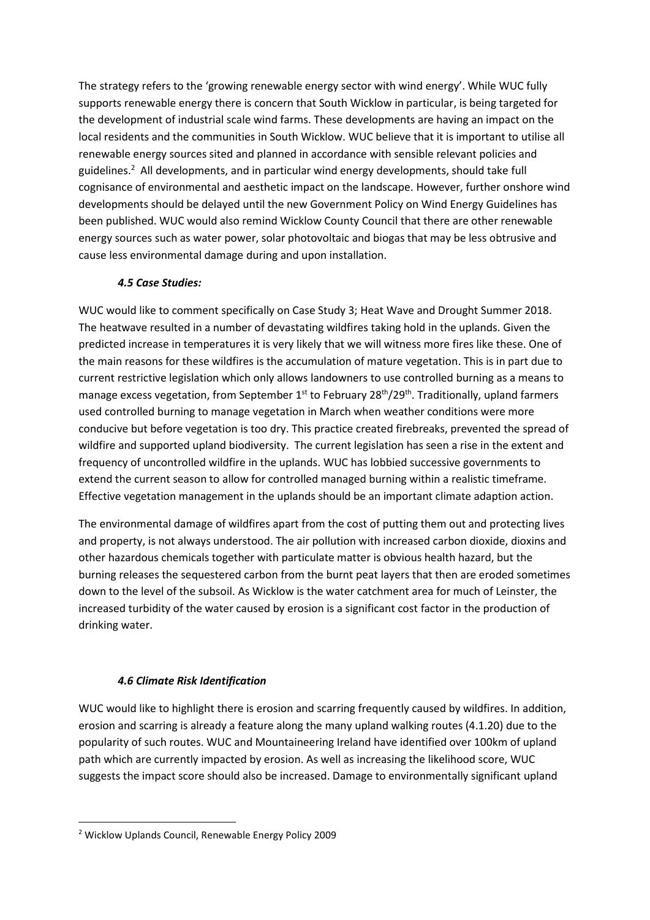The strategy refers to the 'growing renewable energy sector with wind energy'. While WUC fully supports renewable energy there is concern that South Wicklow in particular, is being targeted for the development of industrial scale wind farms. These developments are having an impact on the local residents and the communities in South Wicklow. WUC believe that it is important to utilise all renewable energy sources sited and planned in accordance with sensible relevant policies and guidelines.[2] All developments, and in particular wind energy developments, should take full cognisance of environmental and aesthetic impact on the landscape. However, further onshore wind developments should be delayed until the new Government Policy on Wind Energy Guidelines has been published. WUC would also remind Wicklow County Council that there are other renewable energy sources such as water power, solar photovoltaic and biogas that may be less obtrusive and cause less environmental damage during and upon installation.

### *4.5 Case Studies:*

WUC would like to comment specifically on Case Study 3; Heat Wave and Drought Summer 2018. The heatwave resulted in a number of devastating wildfires taking hold in the uplands. Given the predicted increase in temperatures it is very likely that we will witness more fires like these. One of the main reasons for these wildfires is the accumulation of mature vegetation. This is in part due to current restrictive legislation which only allows landowners to use controlled burning as a means to manage excess vegetation, from September 1st to February 28th/29th. Traditionally, upland farmers used controlled burning to manage vegetation in March when weather conditions were more conducive but before vegetation is too dry. This practice created firebreaks, prevented the spread of wildfire and supported upland biodiversity. The current legislation has seen a rise in the extent and frequency of uncontrolled wildfire in the uplands. WUC has lobbied successive governments to extend the current season to allow for controlled managed burning within a realistic timeframe. Effective vegetation management in the uplands should be an important climate adaption action.

The environmental damage of wildfires apart from the cost of putting them out and protecting lives and property, is not always understood. The air pollution with increased carbon dioxide, dioxins and other hazardous chemicals together with particulate matter is obvious health hazard, but the burning releases the sequestered carbon from the burnt peat layers that then are eroded sometimes down to the level of the subsoil. As Wicklow is the water catchment area for much of Leinster, the increased turbidity of the water caused by erosion is a significant cost factor in the production of drinking water.

### *4.6 Climate Risk Identification*

WUC would like to highlight there is erosion and scarring frequently caused by wildfires. In addition, erosion and scarring is already a feature along the many upland walking routes (4.1.20) due to the popularity of such routes. WUC and Mountaineering Ireland have identified over 100km of upland path which are currently impacted by erosion. As well as increasing the likelihood score, WUC suggests the impact score should also be increased. Damage to environmentally significant upland

---

[2] Wicklow Uplands Council, Renewable Energy Policy 2009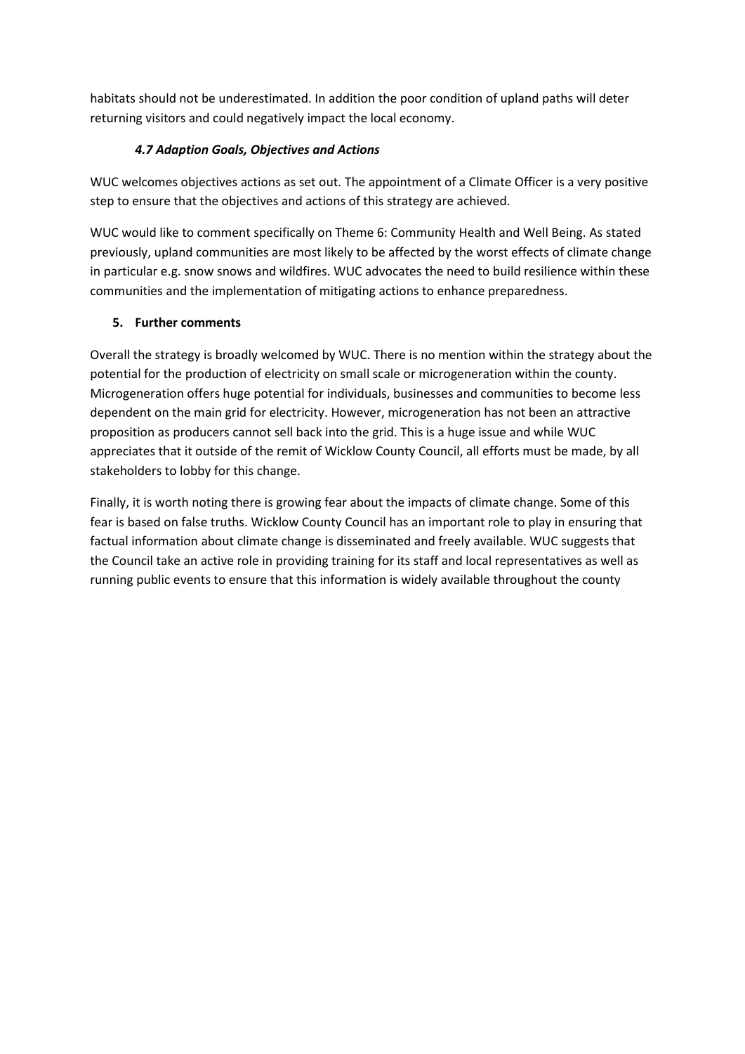habitats should not be underestimated. In addition the poor condition of upland paths will deter returning visitors and could negatively impact the local economy.

### *4.7 Adaption Goals, Objectives and Actions*

WUC welcomes objectives actions as set out. The appointment of a Climate Officer is a very positive step to ensure that the objectives and actions of this strategy are achieved.

WUC would like to comment specifically on Theme 6: Community Health and Well Being. As stated previously, upland communities are most likely to be affected by the worst effects of climate change in particular e.g. snow snows and wildfires. WUC advocates the need to build resilience within these communities and the implementation of mitigating actions to enhance preparedness.

## 5. Further comments

Overall the strategy is broadly welcomed by WUC. There is no mention within the strategy about the potential for the production of electricity on small scale or microgeneration within the county. Microgeneration offers huge potential for individuals, businesses and communities to become less dependent on the main grid for electricity. However, microgeneration has not been an attractive proposition as producers cannot sell back into the grid. This is a huge issue and while WUC appreciates that it outside of the remit of Wicklow County Council, all efforts must be made, by all stakeholders to lobby for this change.

Finally, it is worth noting there is growing fear about the impacts of climate change. Some of this fear is based on false truths. Wicklow County Council has an important role to play in ensuring that factual information about climate change is disseminated and freely available. WUC suggests that the Council take an active role in providing training for its staff and local representatives as well as running public events to ensure that this information is widely available throughout the county